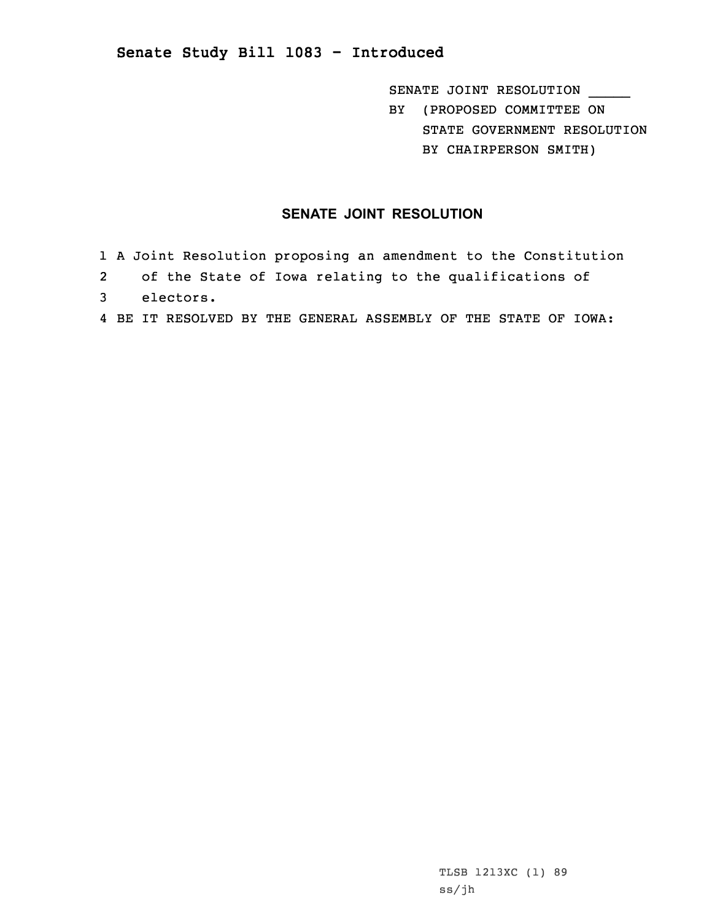## Senate Study Bill 1083 - Introduced

SENATE JOINT RESOLUTION _____

BY (PROPOSED COMMITTEE ON STATE GOVERNMENT RESOLUTION BY CHAIRPERSON SMITH)

# SENATE JOINT RESOLUTION

1 A Joint Resolution proposing an amendment to the Constitution
2 of the State of Iowa relating to the qualifications of
3 electors.
4 BE IT RESOLVED BY THE GENERAL ASSEMBLY OF THE STATE OF IOWA:

TLSB 1213XC (1) 89
ss/jh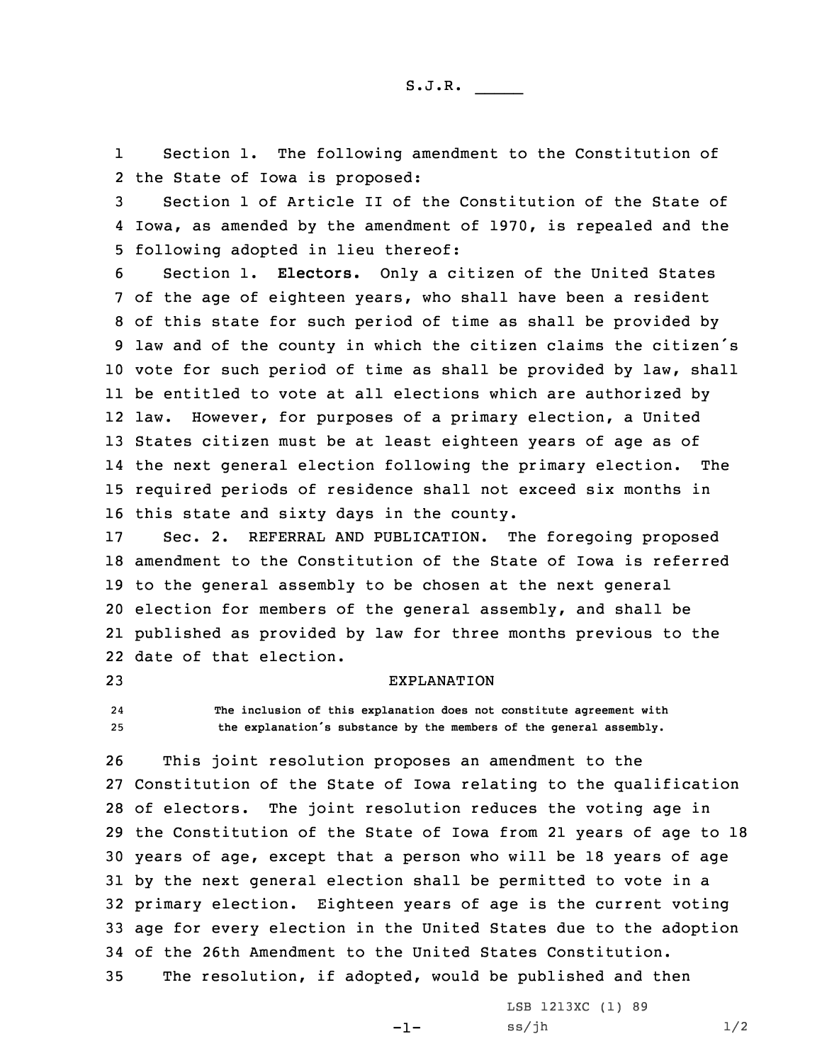S.J.R. _____

Section 1. The following amendment to the Constitution of the State of Iowa is proposed:

Section 1 of Article II of the Constitution of the State of Iowa, as amended by the amendment of 1970, is repealed and the following adopted in lieu thereof:

Section 1. **Electors.** Only a citizen of the United States of the age of eighteen years, who shall have been a resident of this state for such period of time as shall be provided by law and of the county in which the citizen claims the citizen's vote for such period of time as shall be provided by law, shall be entitled to vote at all elections which are authorized by law. However, for purposes of a primary election, a United States citizen must be at least eighteen years of age as of the next general election following the primary election. The required periods of residence shall not exceed six months in this state and sixty days in the county.

Sec. 2. REFERRAL AND PUBLICATION. The foregoing proposed amendment to the Constitution of the State of Iowa is referred to the general assembly to be chosen at the next general election for members of the general assembly, and shall be published as provided by law for three months previous to the date of that election.

EXPLANATION

The inclusion of this explanation does not constitute agreement with the explanation's substance by the members of the general assembly.

This joint resolution proposes an amendment to the Constitution of the State of Iowa relating to the qualification of electors. The joint resolution reduces the voting age in the Constitution of the State of Iowa from 21 years of age to 18 years of age, except that a person who will be 18 years of age by the next general election shall be permitted to vote in a primary election. Eighteen years of age is the current voting age for every election in the United States due to the adoption of the 26th Amendment to the United States Constitution.

The resolution, if adopted, would be published and then

LSB 1213XC (1) 89
ss/jh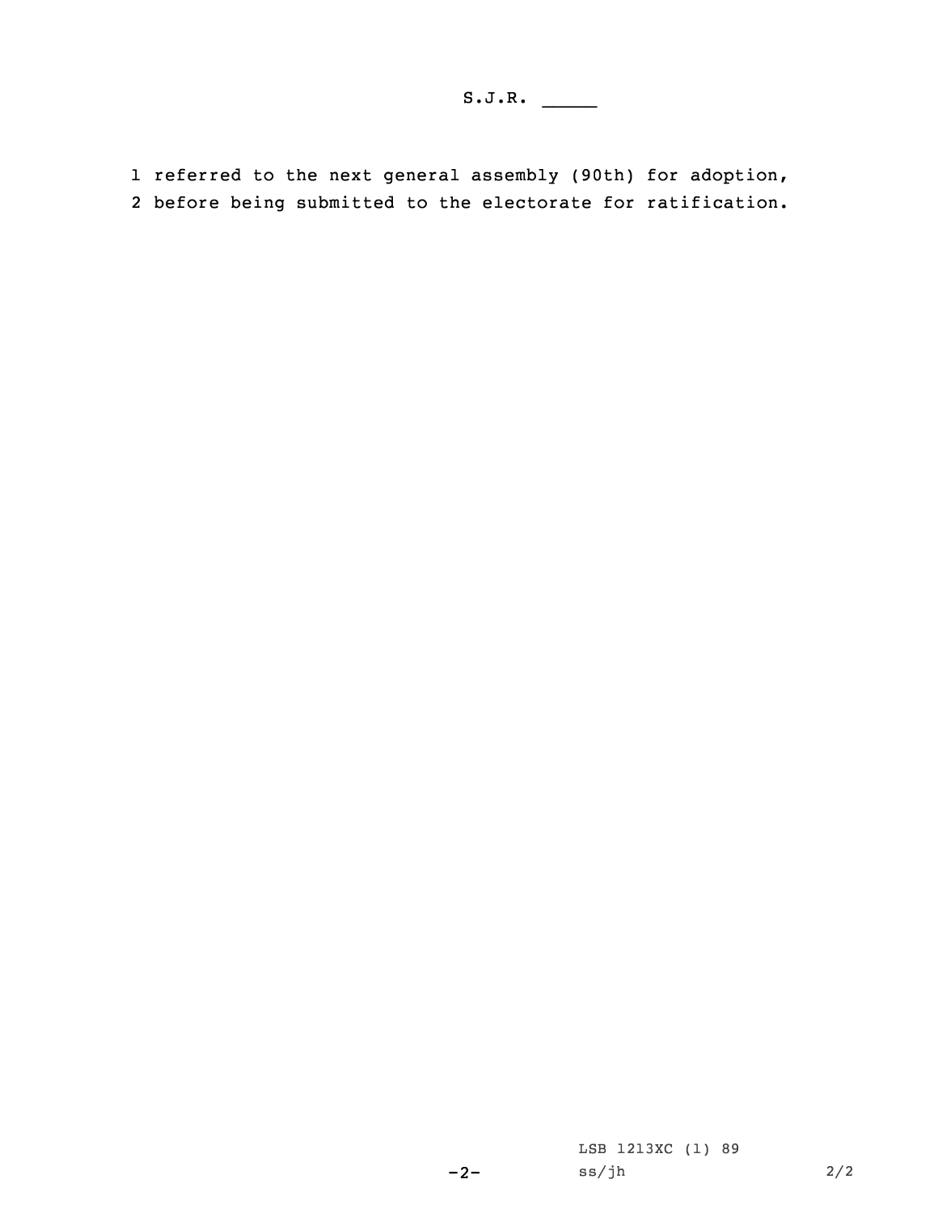referred to the next general assembly (90th) for adoption, before being submitted to the electorate for ratification.